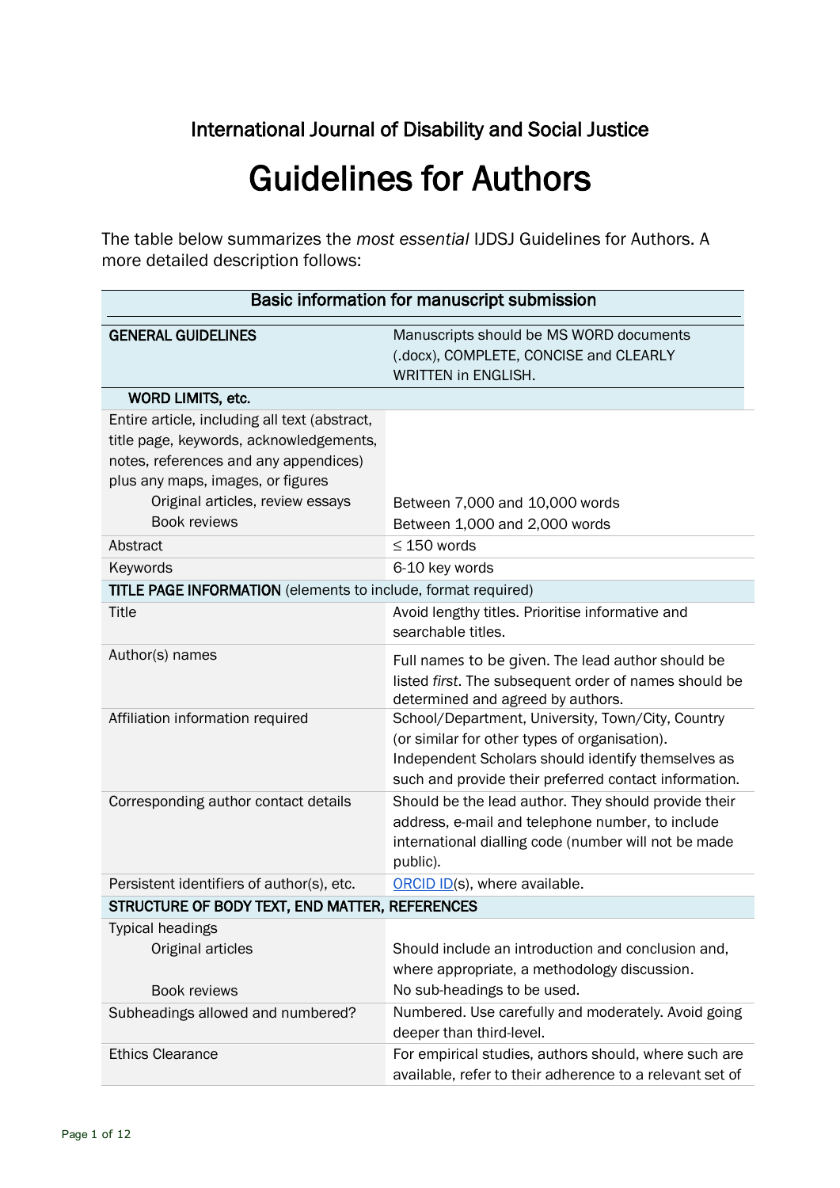International Journal of Disability and Social Justice

# Guidelines for Authors

The table below summarizes the *most essential* IJDSJ Guidelines for Authors. A more detailed description follows:

| Basic information for manuscript submission | |
|---|---|
| **GENERAL GUIDELINES** | Manuscripts should be MS WORD documents (.docx), COMPLETE, CONCISE and CLEARLY WRITTEN in ENGLISH. |
| **WORD LIMITS, etc.** | |
| Entire article, including all text (abstract, title page, keywords, acknowledgements, notes, references and any appendices) plus any maps, images, or figures | |
| Original articles, review essays | Between 7,000 and 10,000 words |
| Book reviews | Between 1,000 and 2,000 words |
| Abstract | ≤ 150 words |
| Keywords | 6-10 key words |
| **TITLE PAGE INFORMATION** (elements to include, format required) | |
| Title | Avoid lengthy titles. Prioritise informative and searchable titles. |
| Author(s) names | Full names to be given. The lead author should be listed *first*. The subsequent order of names should be determined and agreed by authors. |
| Affiliation information required | School/Department, University, Town/City, Country (or similar for other types of organisation). Independent Scholars should identify themselves as such and provide their preferred contact information. |
| Corresponding author contact details | Should be the lead author. They should provide their address, e-mail and telephone number, to include international dialling code (number will not be made public). |
| Persistent identifiers of author(s), etc. | ORCID ID(s), where available. |
| **STRUCTURE OF BODY TEXT, END MATTER, REFERENCES** | |
| Typical headings | |
| Original articles | Should include an introduction and conclusion and, where appropriate, a methodology discussion. |
| Book reviews | No sub-headings to be used. |
| Subheadings allowed and numbered? | Numbered. Use carefully and moderately. Avoid going deeper than third-level. |
| Ethics Clearance | For empirical studies, authors should, where such are available, refer to their adherence to a relevant set of |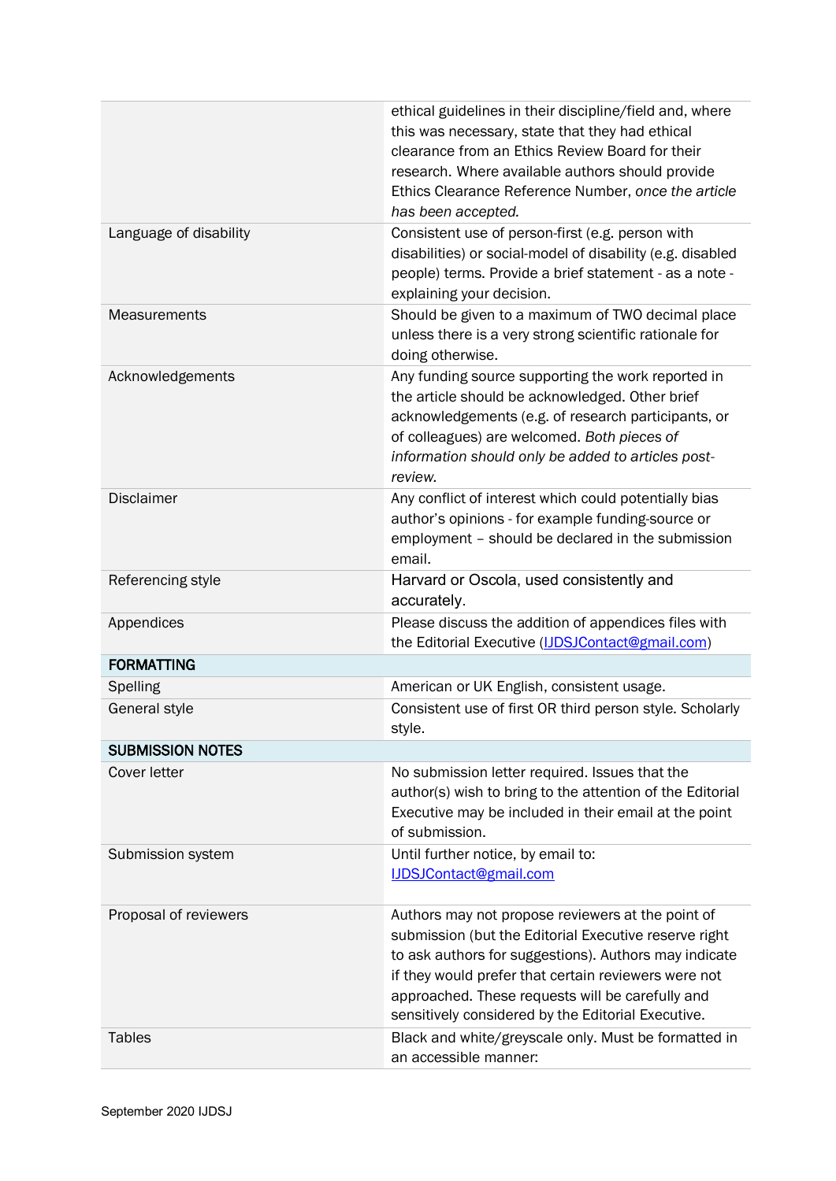| | |
|---|---|
| | ethical guidelines in their discipline/field and, where this was necessary, state that they had ethical clearance from an Ethics Review Board for their research. Where available authors should provide Ethics Clearance Reference Number, *once the article has been accepted.* |
| Language of disability | Consistent use of person-first (e.g. person with disabilities) or social-model of disability (e.g. disabled people) terms. Provide a brief statement - as a note - explaining your decision. |
| Measurements | Should be given to a maximum of TWO decimal place unless there is a very strong scientific rationale for doing otherwise. |
| Acknowledgements | Any funding source supporting the work reported in the article should be acknowledged. Other brief acknowledgements (e.g. of research participants, or of colleagues) are welcomed. *Both pieces of information should only be added to articles post-review.* |
| Disclaimer | Any conflict of interest which could potentially bias author's opinions - for example funding-source or employment – should be declared in the submission email. |
| Referencing style | Harvard or Oscola, used consistently and accurately. |
| Appendices | Please discuss the addition of appendices files with the Editorial Executive (IJDSJContact@gmail.com) |
| **FORMATTING** | |
| Spelling | American or UK English, consistent usage. |
| General style | Consistent use of first OR third person style. Scholarly style. |
| **SUBMISSION NOTES** | |
| Cover letter | No submission letter required. Issues that the author(s) wish to bring to the attention of the Editorial Executive may be included in their email at the point of submission. |
| Submission system | Until further notice, by email to: IJDSJContact@gmail.com |
| Proposal of reviewers | Authors may not propose reviewers at the point of submission (but the Editorial Executive reserve right to ask authors for suggestions). Authors may indicate if they would prefer that certain reviewers were not approached. These requests will be carefully and sensitively considered by the Editorial Executive. |
| Tables | Black and white/greyscale only. Must be formatted in an accessible manner: |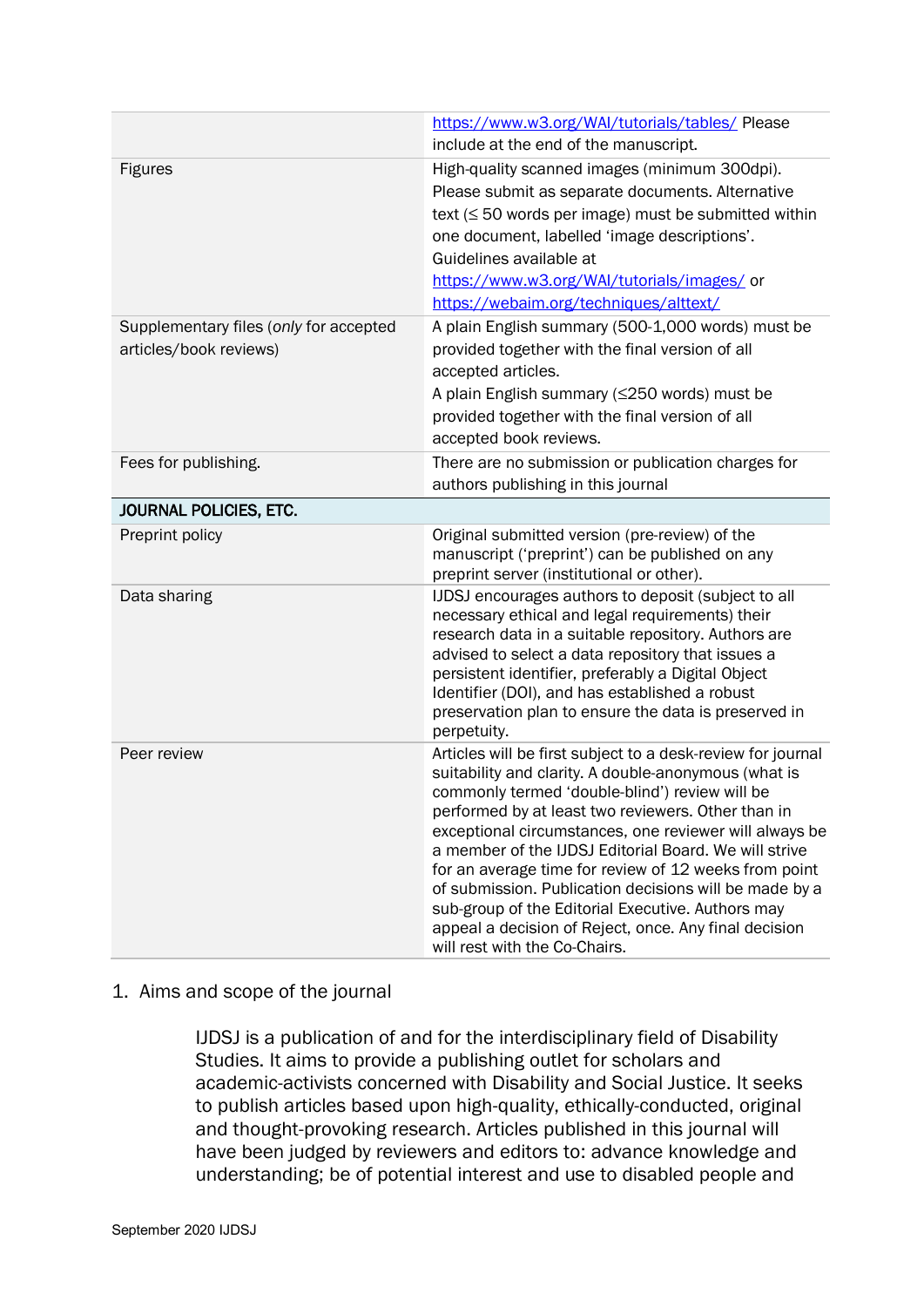| | |
|---|---|
| | https://www.w3.org/WAI/tutorials/tables/ Please include at the end of the manuscript. |
| Figures | High-quality scanned images (minimum 300dpi). Please submit as separate documents. Alternative text (≤ 50 words per image) must be submitted within one document, labelled 'image descriptions'. Guidelines available at https://www.w3.org/WAI/tutorials/images/ or https://webaim.org/techniques/alttext/ |
| Supplementary files (*only* for accepted articles/book reviews) | A plain English summary (500-1,000 words) must be provided together with the final version of all accepted articles.<br>A plain English summary (≤250 words) must be provided together with the final version of all accepted book reviews. |
| Fees for publishing. | There are no submission or publication charges for authors publishing in this journal |
| **JOURNAL POLICIES, ETC.** | |
| Preprint policy | Original submitted version (pre-review) of the manuscript ('preprint') can be published on any preprint server (institutional or other). |
| Data sharing | IJDSJ encourages authors to deposit (subject to all necessary ethical and legal requirements) their research data in a suitable repository. Authors are advised to select a data repository that issues a persistent identifier, preferably a Digital Object Identifier (DOI), and has established a robust preservation plan to ensure the data is preserved in perpetuity. |
| Peer review | Articles will be first subject to a desk-review for journal suitability and clarity. A double-anonymous (what is commonly termed 'double-blind') review will be performed by at least two reviewers. Other than in exceptional circumstances, one reviewer will always be a member of the IJDSJ Editorial Board. We will strive for an average time for review of 12 weeks from point of submission. Publication decisions will be made by a sub-group of the Editorial Executive. Authors may appeal a decision of Reject, once. Any final decision will rest with the Co-Chairs. |

1. Aims and scope of the journal

IJDSJ is a publication of and for the interdisciplinary field of Disability Studies. It aims to provide a publishing outlet for scholars and academic-activists concerned with Disability and Social Justice. It seeks to publish articles based upon high-quality, ethically-conducted, original and thought-provoking research. Articles published in this journal will have been judged by reviewers and editors to: advance knowledge and understanding; be of potential interest and use to disabled people and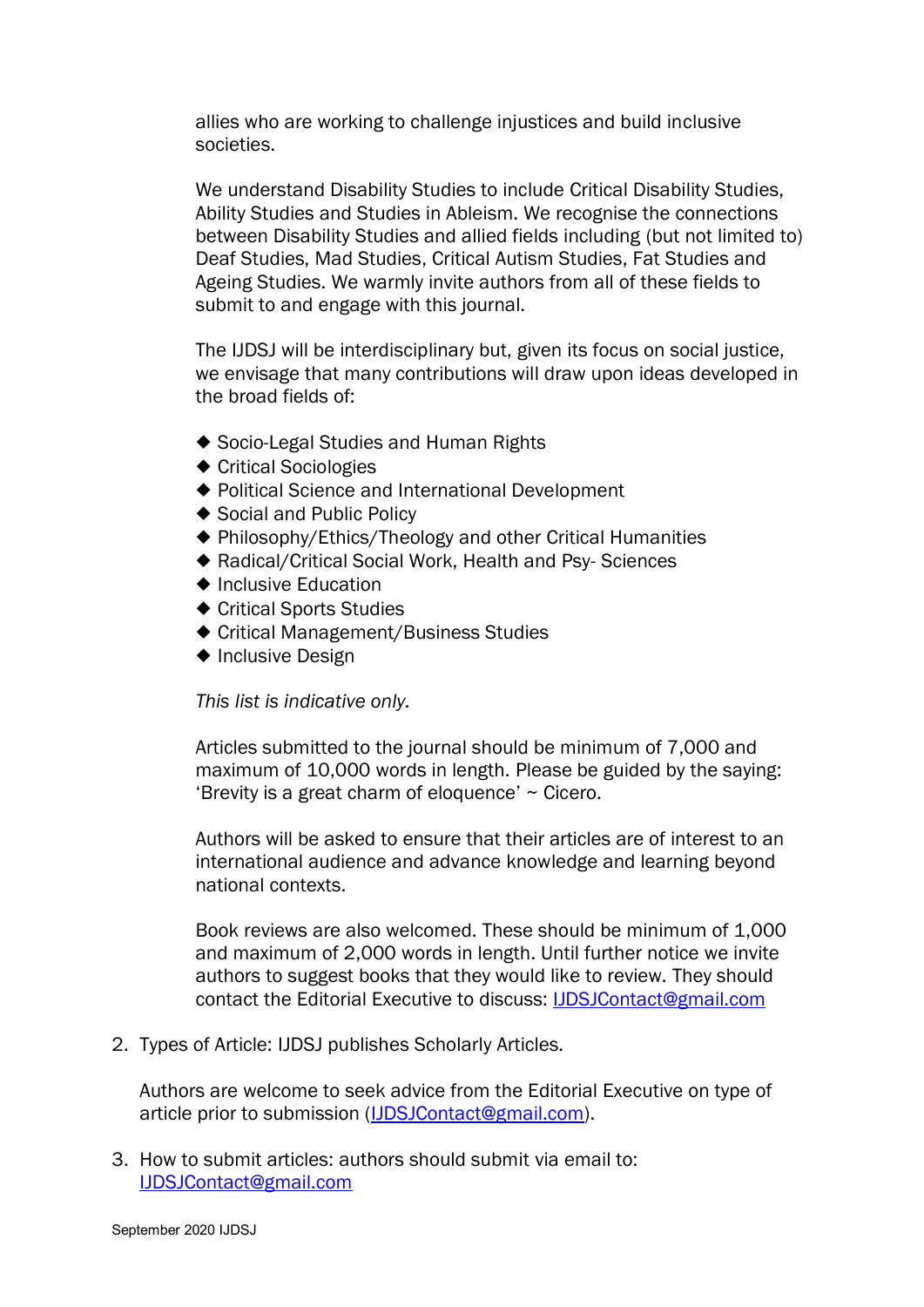allies who are working to challenge injustices and build inclusive societies.

We understand Disability Studies to include Critical Disability Studies, Ability Studies and Studies in Ableism. We recognise the connections between Disability Studies and allied fields including (but not limited to) Deaf Studies, Mad Studies, Critical Autism Studies, Fat Studies and Ageing Studies. We warmly invite authors from all of these fields to submit to and engage with this journal.

The IJDSJ will be interdisciplinary but, given its focus on social justice, we envisage that many contributions will draw upon ideas developed in the broad fields of:

- Socio-Legal Studies and Human Rights
- Critical Sociologies
- Political Science and International Development
- Social and Public Policy
- Philosophy/Ethics/Theology and other Critical Humanities
- Radical/Critical Social Work, Health and Psy- Sciences
- Inclusive Education
- Critical Sports Studies
- Critical Management/Business Studies
- Inclusive Design

*This list is indicative only.*

Articles submitted to the journal should be minimum of 7,000 and maximum of 10,000 words in length. Please be guided by the saying: 'Brevity is a great charm of eloquence' ~ Cicero.

Authors will be asked to ensure that their articles are of interest to an international audience and advance knowledge and learning beyond national contexts.

Book reviews are also welcomed. These should be minimum of 1,000 and maximum of 2,000 words in length. Until further notice we invite authors to suggest books that they would like to review. They should contact the Editorial Executive to discuss: IJDSJContact@gmail.com

2. Types of Article: IJDSJ publishes Scholarly Articles.

   Authors are welcome to seek advice from the Editorial Executive on type of article prior to submission (IJDSJContact@gmail.com).

3. How to submit articles: authors should submit via email to: IJDSJContact@gmail.com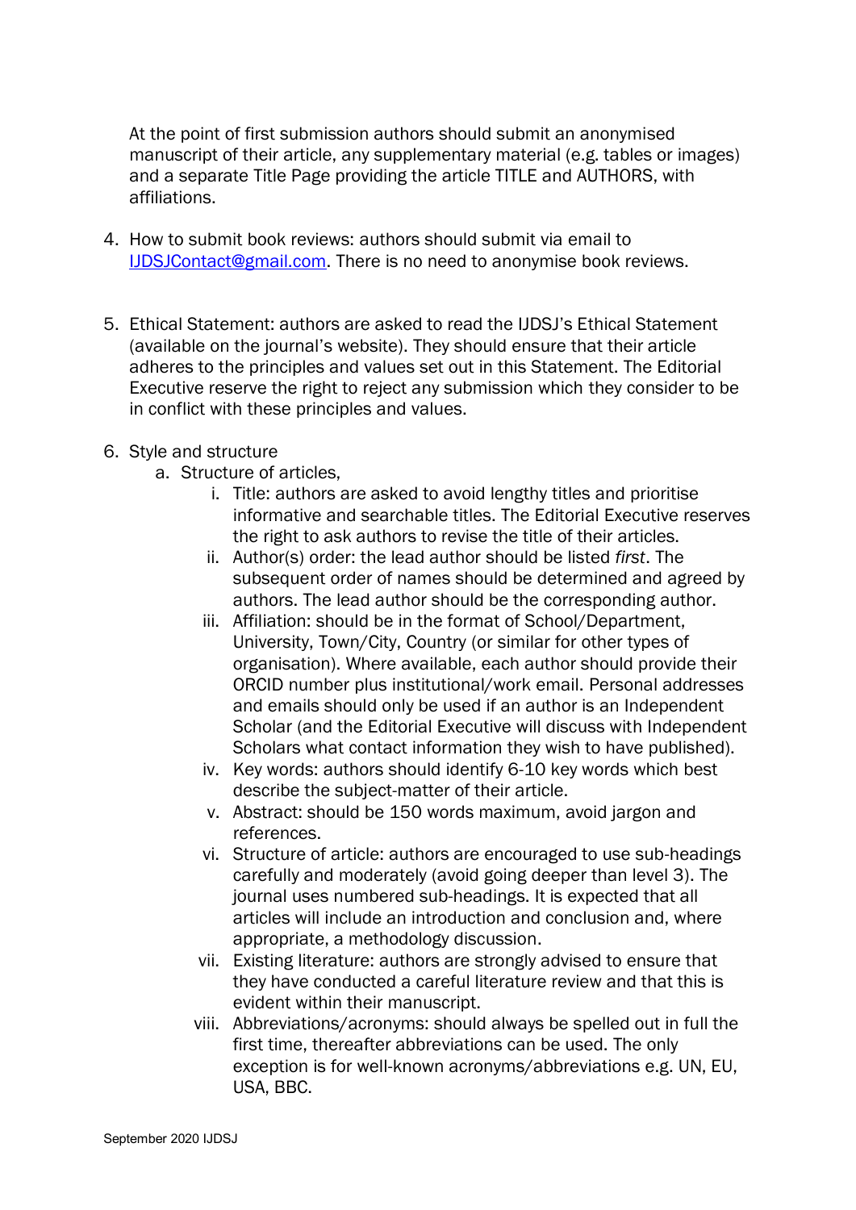At the point of first submission authors should submit an anonymised manuscript of their article, any supplementary material (e.g. tables or images) and a separate Title Page providing the article TITLE and AUTHORS, with affiliations.

4. How to submit book reviews: authors should submit via email to IJDSJContact@gmail.com. There is no need to anonymise book reviews.

5. Ethical Statement: authors are asked to read the IJDSJ's Ethical Statement (available on the journal's website). They should ensure that their article adheres to the principles and values set out in this Statement. The Editorial Executive reserve the right to reject any submission which they consider to be in conflict with these principles and values.

6. Style and structure
   a. Structure of articles,
      i. Title: authors are asked to avoid lengthy titles and prioritise informative and searchable titles. The Editorial Executive reserves the right to ask authors to revise the title of their articles.
      ii. Author(s) order: the lead author should be listed *first*. The subsequent order of names should be determined and agreed by authors. The lead author should be the corresponding author.
      iii. Affiliation: should be in the format of School/Department, University, Town/City, Country (or similar for other types of organisation). Where available, each author should provide their ORCID number plus institutional/work email. Personal addresses and emails should only be used if an author is an Independent Scholar (and the Editorial Executive will discuss with Independent Scholars what contact information they wish to have published).
      iv. Key words: authors should identify 6-10 key words which best describe the subject-matter of their article.
      v. Abstract: should be 150 words maximum, avoid jargon and references.
      vi. Structure of article: authors are encouraged to use sub-headings carefully and moderately (avoid going deeper than level 3). The journal uses numbered sub-headings. It is expected that all articles will include an introduction and conclusion and, where appropriate, a methodology discussion.
      vii. Existing literature: authors are strongly advised to ensure that they have conducted a careful literature review and that this is evident within their manuscript.
      viii. Abbreviations/acronyms: should always be spelled out in full the first time, thereafter abbreviations can be used. The only exception is for well-known acronyms/abbreviations e.g. UN, EU, USA, BBC.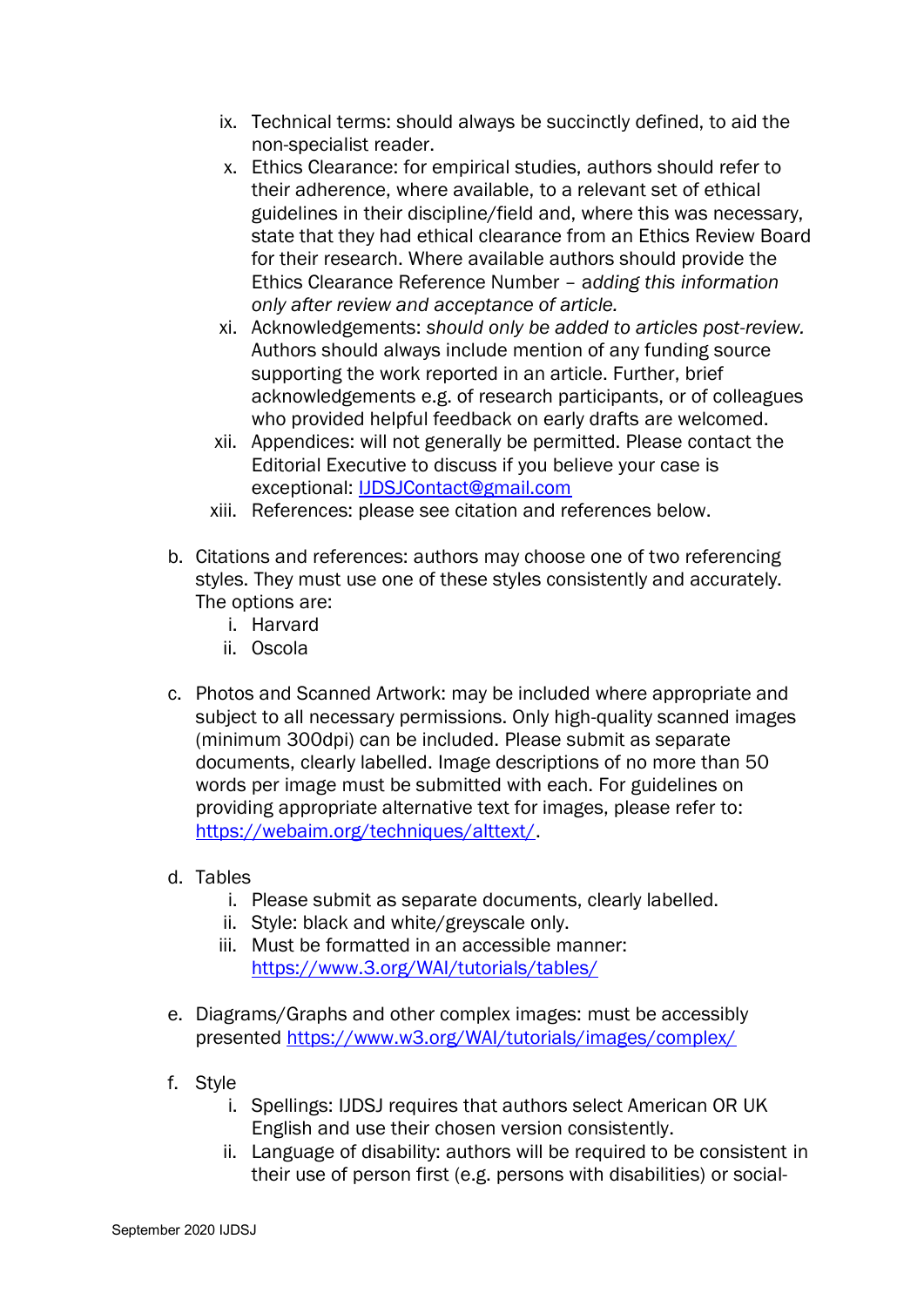ix. Technical terms: should always be succinctly defined, to aid the non-specialist reader.
x. Ethics Clearance: for empirical studies, authors should refer to their adherence, where available, to a relevant set of ethical guidelines in their discipline/field and, where this was necessary, state that they had ethical clearance from an Ethics Review Board for their research. Where available authors should provide the Ethics Clearance Reference Number – *adding this information only after review and acceptance of article.*
xi. Acknowledgements: *should only be added to articles post-review.* Authors should always include mention of any funding source supporting the work reported in an article. Further, brief acknowledgements e.g. of research participants, or of colleagues who provided helpful feedback on early drafts are welcomed.
xii. Appendices: will not generally be permitted. Please contact the Editorial Executive to discuss if you believe your case is exceptional: [IJDSJContact@gmail.com](mailto:IJDSJContact@gmail.com)
xiii. References: please see citation and references below.

b. Citations and references: authors may choose one of two referencing styles. They must use one of these styles consistently and accurately. The options are:
   i. Harvard
   ii. Oscola

c. Photos and Scanned Artwork: may be included where appropriate and subject to all necessary permissions. Only high-quality scanned images (minimum 300dpi) can be included. Please submit as separate documents, clearly labelled. Image descriptions of no more than 50 words per image must be submitted with each. For guidelines on providing appropriate alternative text for images, please refer to: [https://webaim.org/techniques/alttext/](https://webaim.org/techniques/alttext/).

d. Tables
   i. Please submit as separate documents, clearly labelled.
   ii. Style: black and white/greyscale only.
   iii. Must be formatted in an accessible manner: [https://www.3.org/WAI/tutorials/tables/](https://www.3.org/WAI/tutorials/tables/)

e. Diagrams/Graphs and other complex images: must be accessibly presented [https://www.w3.org/WAI/tutorials/images/complex/](https://www.w3.org/WAI/tutorials/images/complex/)

f. Style
   i. Spellings: IJDSJ requires that authors select American OR UK English and use their chosen version consistently.
   ii. Language of disability: authors will be required to be consistent in their use of person first (e.g. persons with disabilities) or social-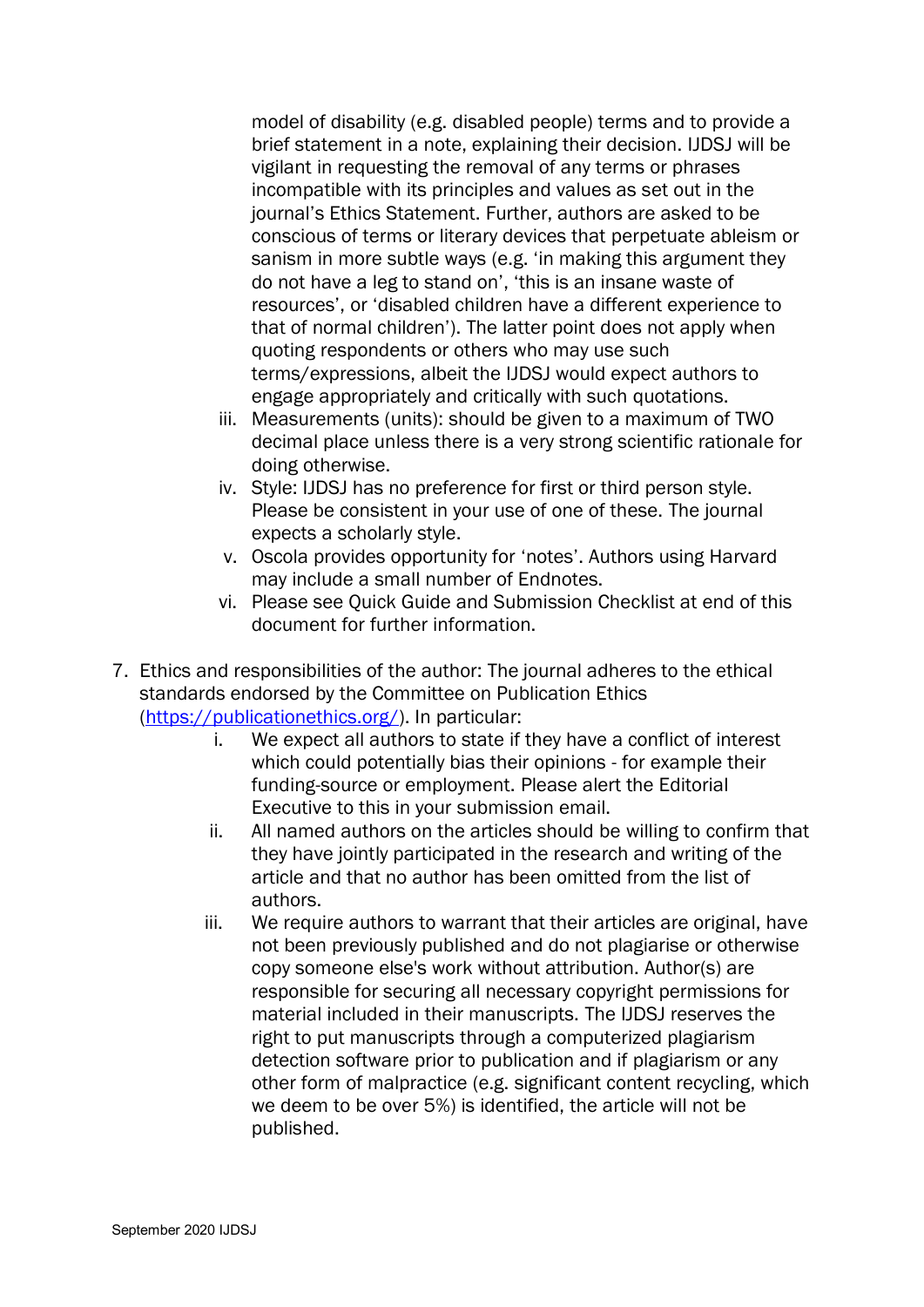model of disability (e.g. disabled people) terms and to provide a brief statement in a note, explaining their decision. IJDSJ will be vigilant in requesting the removal of any terms or phrases incompatible with its principles and values as set out in the journal's Ethics Statement. Further, authors are asked to be conscious of terms or literary devices that perpetuate ableism or sanism in more subtle ways (e.g. 'in making this argument they do not have a leg to stand on', 'this is an insane waste of resources', or 'disabled children have a different experience to that of normal children'). The latter point does not apply when quoting respondents or others who may use such terms/expressions, albeit the IJDSJ would expect authors to engage appropriately and critically with such quotations.

iii. Measurements (units): should be given to a maximum of TWO decimal place unless there is a very strong scientific rationale for doing otherwise.

iv. Style: IJDSJ has no preference for first or third person style. Please be consistent in your use of one of these. The journal expects a scholarly style.

v. Oscola provides opportunity for 'notes'. Authors using Harvard may include a small number of Endnotes.

vi. Please see Quick Guide and Submission Checklist at end of this document for further information.

7. Ethics and responsibilities of the author: The journal adheres to the ethical standards endorsed by the Committee on Publication Ethics ([https://publicationethics.org/](https://publicationethics.org/)). In particular:

   i. We expect all authors to state if they have a conflict of interest which could potentially bias their opinions - for example their funding-source or employment. Please alert the Editorial Executive to this in your submission email.

   ii. All named authors on the articles should be willing to confirm that they have jointly participated in the research and writing of the article and that no author has been omitted from the list of authors.

   iii. We require authors to warrant that their articles are original, have not been previously published and do not plagiarise or otherwise copy someone else's work without attribution. Author(s) are responsible for securing all necessary copyright permissions for material included in their manuscripts. The IJDSJ reserves the right to put manuscripts through a computerized plagiarism detection software prior to publication and if plagiarism or any other form of malpractice (e.g. significant content recycling, which we deem to be over 5%) is identified, the article will not be published.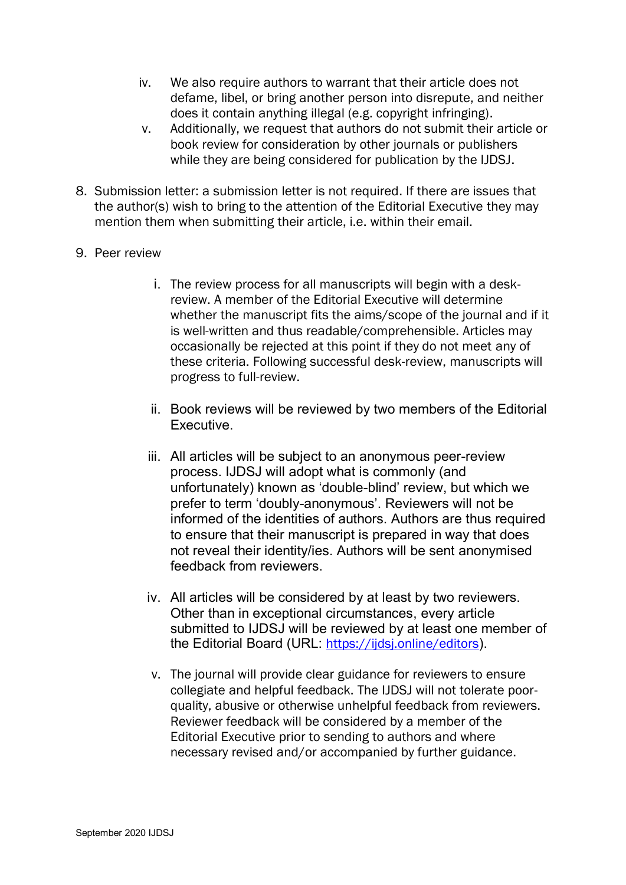iv. We also require authors to warrant that their article does not defame, libel, or bring another person into disrepute, and neither does it contain anything illegal (e.g. copyright infringing).

v. Additionally, we request that authors do not submit their article or book review for consideration by other journals or publishers while they are being considered for publication by the IJDSJ.

8. Submission letter: a submission letter is not required. If there are issues that the author(s) wish to bring to the attention of the Editorial Executive they may mention them when submitting their article, i.e. within their email.

9. Peer review

   i. The review process for all manuscripts will begin with a desk-review. A member of the Editorial Executive will determine whether the manuscript fits the aims/scope of the journal and if it is well-written and thus readable/comprehensible. Articles may occasionally be rejected at this point if they do not meet any of these criteria. Following successful desk-review, manuscripts will progress to full-review.

   ii. Book reviews will be reviewed by two members of the Editorial Executive.

   iii. All articles will be subject to an anonymous peer-review process. IJDSJ will adopt what is commonly (and unfortunately) known as 'double-blind' review, but which we prefer to term 'doubly-anonymous'. Reviewers will not be informed of the identities of authors. Authors are thus required to ensure that their manuscript is prepared in way that does not reveal their identity/ies. Authors will be sent anonymised feedback from reviewers.

   iv. All articles will be considered by at least by two reviewers. Other than in exceptional circumstances, every article submitted to IJDSJ will be reviewed by at least one member of the Editorial Board (URL: [https://ijdsj.online/editors](https://ijdsj.online/editors)).

   v. The journal will provide clear guidance for reviewers to ensure collegiate and helpful feedback. The IJDSJ will not tolerate poor-quality, abusive or otherwise unhelpful feedback from reviewers. Reviewer feedback will be considered by a member of the Editorial Executive prior to sending to authors and where necessary revised and/or accompanied by further guidance.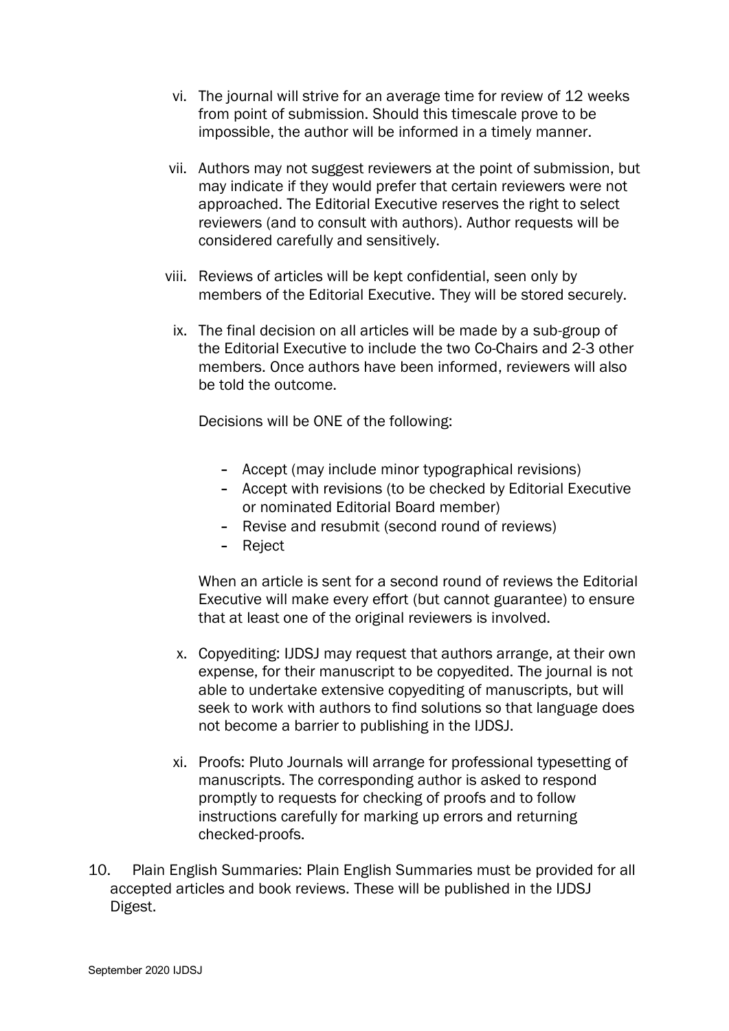vi. The journal will strive for an average time for review of 12 weeks from point of submission. Should this timescale prove to be impossible, the author will be informed in a timely manner.

vii. Authors may not suggest reviewers at the point of submission, but may indicate if they would prefer that certain reviewers were not approached. The Editorial Executive reserves the right to select reviewers (and to consult with authors). Author requests will be considered carefully and sensitively.

viii. Reviews of articles will be kept confidential, seen only by members of the Editorial Executive. They will be stored securely.

ix. The final decision on all articles will be made by a sub-group of the Editorial Executive to include the two Co-Chairs and 2-3 other members. Once authors have been informed, reviewers will also be told the outcome.

    Decisions will be ONE of the following:

    - Accept (may include minor typographical revisions)
    - Accept with revisions (to be checked by Editorial Executive or nominated Editorial Board member)
    - Revise and resubmit (second round of reviews)
    - Reject

    When an article is sent for a second round of reviews the Editorial Executive will make every effort (but cannot guarantee) to ensure that at least one of the original reviewers is involved.

x. Copyediting: IJDSJ may request that authors arrange, at their own expense, for their manuscript to be copyedited. The journal is not able to undertake extensive copyediting of manuscripts, but will seek to work with authors to find solutions so that language does not become a barrier to publishing in the IJDSJ.

xi. Proofs: Pluto Journals will arrange for professional typesetting of manuscripts. The corresponding author is asked to respond promptly to requests for checking of proofs and to follow instructions carefully for marking up errors and returning checked-proofs.

10. Plain English Summaries: Plain English Summaries must be provided for all accepted articles and book reviews. These will be published in the IJDSJ Digest.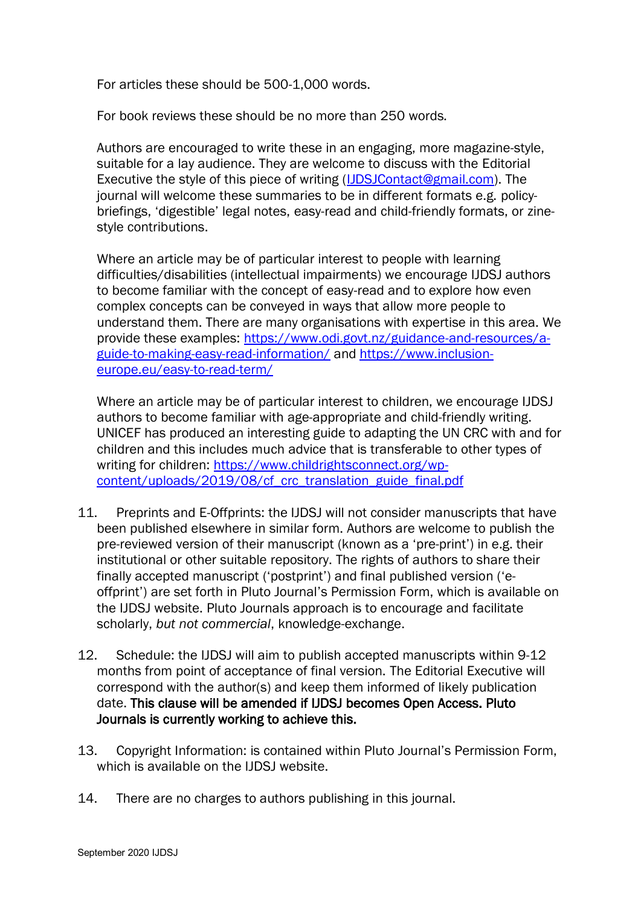For articles these should be 500-1,000 words.

For book reviews these should be no more than 250 words.

Authors are encouraged to write these in an engaging, more magazine-style, suitable for a lay audience. They are welcome to discuss with the Editorial Executive the style of this piece of writing (IJDSJContact@gmail.com). The journal will welcome these summaries to be in different formats e.g. policy-briefings, 'digestible' legal notes, easy-read and child-friendly formats, or zine-style contributions.

Where an article may be of particular interest to people with learning difficulties/disabilities (intellectual impairments) we encourage IJDSJ authors to become familiar with the concept of easy-read and to explore how even complex concepts can be conveyed in ways that allow more people to understand them. There are many organisations with expertise in this area. We provide these examples: https://www.odi.govt.nz/guidance-and-resources/a-guide-to-making-easy-read-information/ and https://www.inclusion-europe.eu/easy-to-read-term/

Where an article may be of particular interest to children, we encourage IJDSJ authors to become familiar with age-appropriate and child-friendly writing. UNICEF has produced an interesting guide to adapting the UN CRC with and for children and this includes much advice that is transferable to other types of writing for children: https://www.childrightsconnect.org/wp-content/uploads/2019/08/cf_crc_translation_guide_final.pdf

11. Preprints and E-Offprints: the IJDSJ will not consider manuscripts that have been published elsewhere in similar form. Authors are welcome to publish the pre-reviewed version of their manuscript (known as a 'pre-print') in e.g. their institutional or other suitable repository. The rights of authors to share their finally accepted manuscript ('postprint') and final published version ('e-offprint') are set forth in Pluto Journal's Permission Form, which is available on the IJDSJ website. Pluto Journals approach is to encourage and facilitate scholarly, *but not commercial*, knowledge-exchange.

12. Schedule: the IJDSJ will aim to publish accepted manuscripts within 9-12 months from point of acceptance of final version. The Editorial Executive will correspond with the author(s) and keep them informed of likely publication date. **This clause will be amended if IJDSJ becomes Open Access. Pluto Journals is currently working to achieve this.**

13. Copyright Information: is contained within Pluto Journal's Permission Form, which is available on the IJDSJ website.

14. There are no charges to authors publishing in this journal.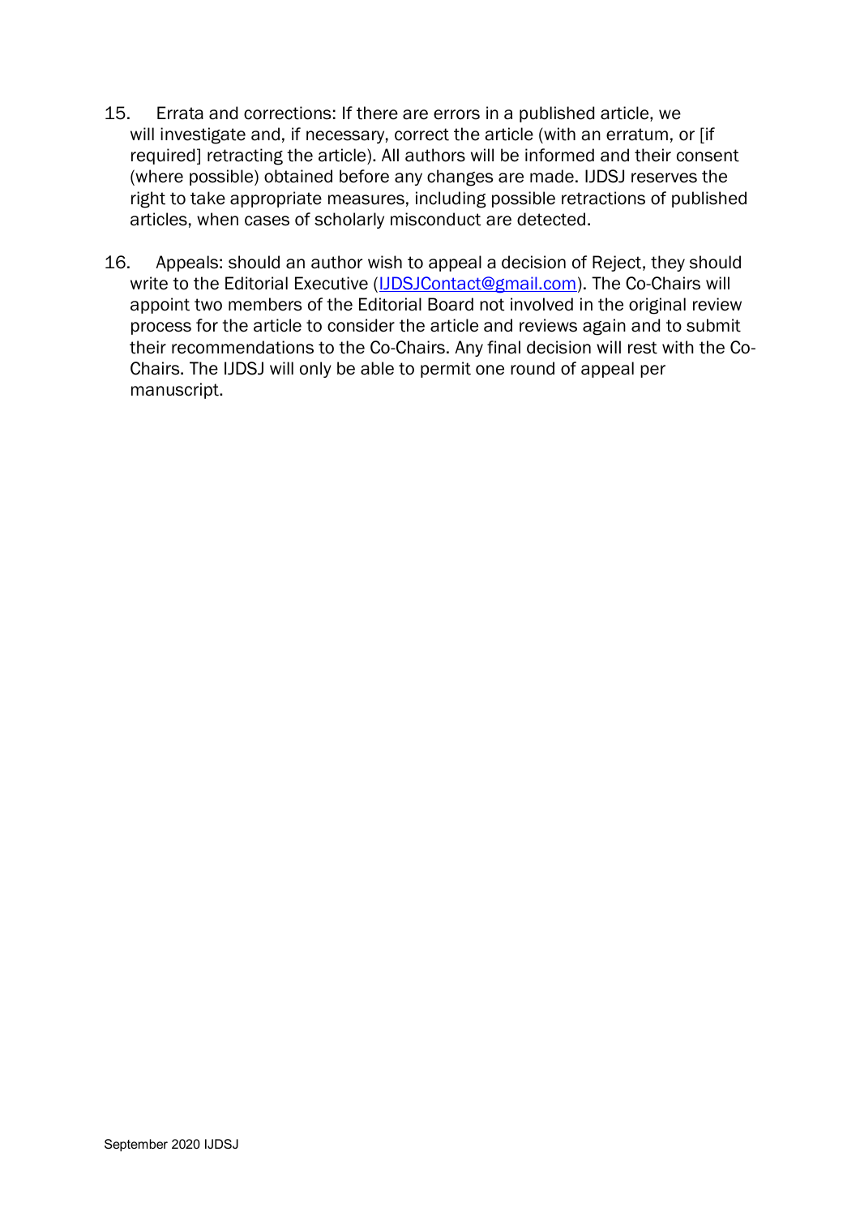15. Errata and corrections: If there are errors in a published article, we will investigate and, if necessary, correct the article (with an erratum, or [if required] retracting the article). All authors will be informed and their consent (where possible) obtained before any changes are made. IJDSJ reserves the right to take appropriate measures, including possible retractions of published articles, when cases of scholarly misconduct are detected.

16. Appeals: should an author wish to appeal a decision of Reject, they should write to the Editorial Executive (IJDSJContact@gmail.com). The Co-Chairs will appoint two members of the Editorial Board not involved in the original review process for the article to consider the article and reviews again and to submit their recommendations to the Co-Chairs. Any final decision will rest with the Co-Chairs. The IJDSJ will only be able to permit one round of appeal per manuscript.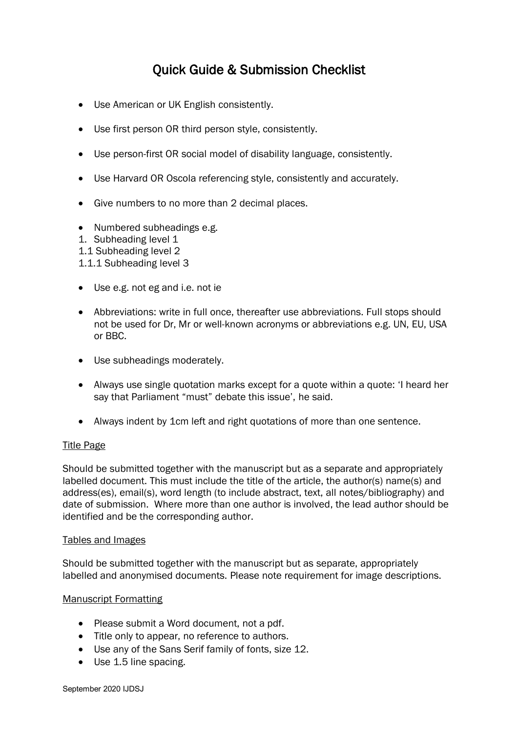# Quick Guide & Submission Checklist

- Use American or UK English consistently.

- Use first person OR third person style, consistently.

- Use person-first OR social model of disability language, consistently.

- Use Harvard OR Oscola referencing style, consistently and accurately.

- Give numbers to no more than 2 decimal places.

- Numbered subheadings e.g.

1. Subheading level 1

1.1 Subheading level 2

1.1.1 Subheading level 3

- Use e.g. not eg and i.e. not ie

- Abbreviations: write in full once, thereafter use abbreviations. Full stops should not be used for Dr, Mr or well-known acronyms or abbreviations e.g. UN, EU, USA or BBC.

- Use subheadings moderately.

- Always use single quotation marks except for a quote within a quote: 'I heard her say that Parliament "must" debate this issue', he said.

- Always indent by 1cm left and right quotations of more than one sentence.

<u>Title Page</u>

Should be submitted together with the manuscript but as a separate and appropriately labelled document. This must include the title of the article, the author(s) name(s) and address(es), email(s), word length (to include abstract, text, all notes/bibliography) and date of submission. Where more than one author is involved, the lead author should be identified and be the corresponding author.

<u>Tables and Images</u>

Should be submitted together with the manuscript but as separate, appropriately labelled and anonymised documents. Please note requirement for image descriptions.

<u>Manuscript Formatting</u>

- Please submit a Word document, not a pdf.
- Title only to appear, no reference to authors.
- Use any of the Sans Serif family of fonts, size 12.
- Use 1.5 line spacing.

September 2020 IJDSJ